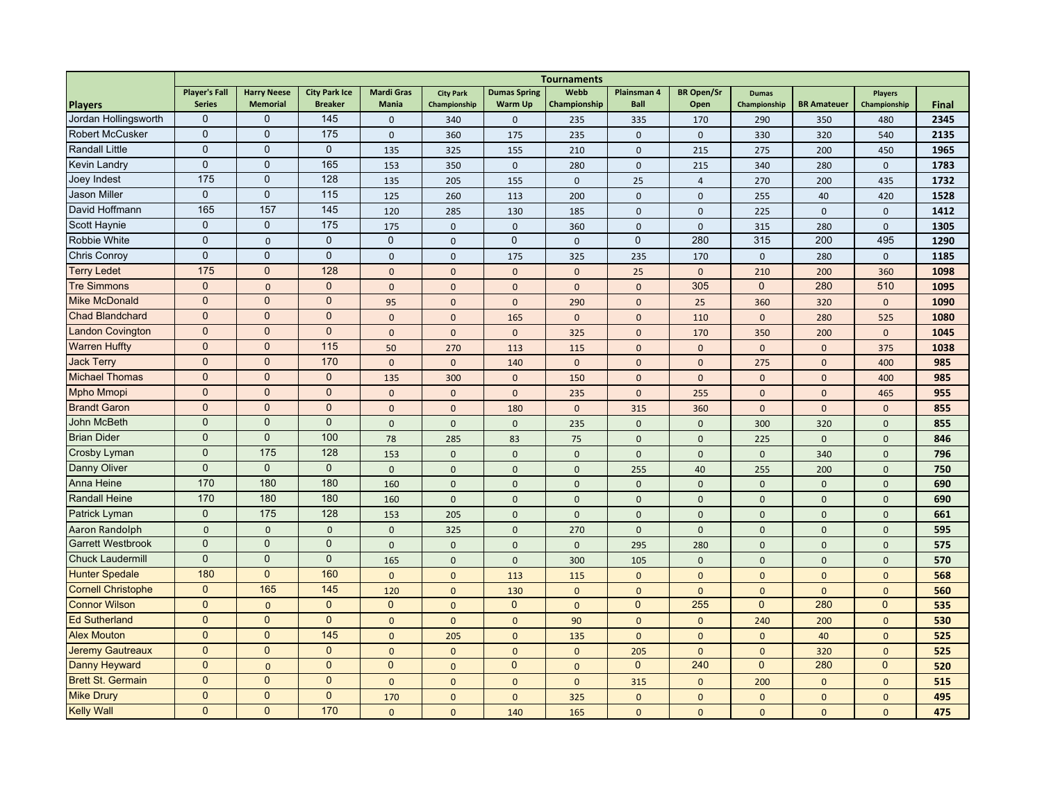| Players | Tournaments | | | | | | | | | | | | |
|---|---|---|---|---|---|---|---|---|---|---|---|---|---|
| | Player's Fall Series | Harry Neese Memorial | City Park Ice Breaker | Mardi Gras Mania | City Park Championship | Dumas Spring Warm Up | Webb Championship | Plainsman 4 Ball | BR Open/Sr Open | Dumas Championship | BR Amateuer | Players Championship | Final |
| Jordan Hollingsworth | 0 | 0 | 145 | 0 | 340 | 0 | 235 | 335 | 170 | 290 | 350 | 480 | **2345** |
| Robert McCusker | 0 | 0 | 175 | 0 | 360 | 175 | 235 | 0 | 0 | 330 | 320 | 540 | **2135** |
| Randall Little | 0 | 0 | 0 | 135 | 325 | 155 | 210 | 0 | 215 | 275 | 200 | 450 | **1965** |
| Kevin Landry | 0 | 0 | 165 | 153 | 350 | 0 | 280 | 0 | 215 | 340 | 280 | 0 | **1783** |
| Joey Indest | 175 | 0 | 128 | 135 | 205 | 155 | 0 | 25 | 4 | 270 | 200 | 435 | **1732** |
| Jason Miller | 0 | 0 | 115 | 125 | 260 | 113 | 200 | 0 | 0 | 255 | 40 | 420 | **1528** |
| David Hoffmann | 165 | 157 | 145 | 120 | 285 | 130 | 185 | 0 | 0 | 225 | 0 | 0 | **1412** |
| Scott Haynie | 0 | 0 | 175 | 175 | 0 | 0 | 360 | 0 | 0 | 315 | 280 | 0 | **1305** |
| Robbie White | 0 | 0 | 0 | 0 | 0 | 0 | 0 | 0 | 280 | 315 | 200 | 495 | **1290** |
| Chris Conroy | 0 | 0 | 0 | 0 | 0 | 175 | 325 | 235 | 170 | 0 | 280 | 0 | **1185** |
| Terry Ledet | 175 | 0 | 128 | 0 | 0 | 0 | 0 | 25 | 0 | 210 | 200 | 360 | **1098** |
| Tre Simmons | 0 | 0 | 0 | 0 | 0 | 0 | 0 | 0 | 305 | 0 | 280 | 510 | **1095** |
| Mike McDonald | 0 | 0 | 0 | 95 | 0 | 0 | 290 | 0 | 25 | 360 | 320 | 0 | **1090** |
| Chad Blandchard | 0 | 0 | 0 | 0 | 0 | 165 | 0 | 0 | 110 | 0 | 280 | 525 | **1080** |
| Landon Covington | 0 | 0 | 0 | 0 | 0 | 0 | 325 | 0 | 170 | 350 | 200 | 0 | **1045** |
| Warren Huffty | 0 | 0 | 115 | 50 | 270 | 113 | 115 | 0 | 0 | 0 | 0 | 375 | **1038** |
| Jack Terry | 0 | 0 | 170 | 0 | 0 | 140 | 0 | 0 | 0 | 275 | 0 | 400 | **985** |
| Michael Thomas | 0 | 0 | 0 | 135 | 300 | 0 | 150 | 0 | 0 | 0 | 0 | 400 | **985** |
| Mpho Mmopi | 0 | 0 | 0 | 0 | 0 | 0 | 235 | 0 | 255 | 0 | 0 | 465 | **955** |
| Brandt Garon | 0 | 0 | 0 | 0 | 0 | 180 | 0 | 315 | 360 | 0 | 0 | 0 | **855** |
| John McBeth | 0 | 0 | 0 | 0 | 0 | 0 | 235 | 0 | 0 | 300 | 320 | 0 | **855** |
| Brian Dider | 0 | 0 | 100 | 78 | 285 | 83 | 75 | 0 | 0 | 225 | 0 | 0 | **846** |
| Crosby Lyman | 0 | 175 | 128 | 153 | 0 | 0 | 0 | 0 | 0 | 0 | 340 | 0 | **796** |
| Danny Oliver | 0 | 0 | 0 | 0 | 0 | 0 | 0 | 255 | 40 | 255 | 200 | 0 | **750** |
| Anna Heine | 170 | 180 | 180 | 160 | 0 | 0 | 0 | 0 | 0 | 0 | 0 | 0 | **690** |
| Randall Heine | 170 | 180 | 180 | 160 | 0 | 0 | 0 | 0 | 0 | 0 | 0 | 0 | **690** |
| Patrick Lyman | 0 | 175 | 128 | 153 | 205 | 0 | 0 | 0 | 0 | 0 | 0 | 0 | **661** |
| Aaron Randolph | 0 | 0 | 0 | 0 | 325 | 0 | 270 | 0 | 0 | 0 | 0 | 0 | **595** |
| Garrett Westbrook | 0 | 0 | 0 | 0 | 0 | 0 | 0 | 295 | 280 | 0 | 0 | 0 | **575** |
| Chuck Laudermill | 0 | 0 | 0 | 165 | 0 | 0 | 300 | 105 | 0 | 0 | 0 | 0 | **570** |
| Hunter Spedale | 180 | 0 | 160 | 0 | 0 | 113 | 115 | 0 | 0 | 0 | 0 | 0 | **568** |
| Cornell Christophe | 0 | 165 | 145 | 120 | 0 | 130 | 0 | 0 | 0 | 0 | 0 | 0 | **560** |
| Connor Wilson | 0 | 0 | 0 | 0 | 0 | 0 | 0 | 0 | 255 | 0 | 280 | 0 | **535** |
| Ed Sutherland | 0 | 0 | 0 | 0 | 0 | 0 | 90 | 0 | 0 | 240 | 200 | 0 | **530** |
| Alex Mouton | 0 | 0 | 145 | 0 | 205 | 0 | 135 | 0 | 0 | 0 | 40 | 0 | **525** |
| Jeremy Gautreaux | 0 | 0 | 0 | 0 | 0 | 0 | 0 | 205 | 0 | 0 | 320 | 0 | **525** |
| Danny Heyward | 0 | 0 | 0 | 0 | 0 | 0 | 0 | 0 | 240 | 0 | 280 | 0 | **520** |
| Brett St. Germain | 0 | 0 | 0 | 0 | 0 | 0 | 0 | 315 | 0 | 200 | 0 | 0 | **515** |
| Mike Drury | 0 | 0 | 0 | 170 | 0 | 0 | 325 | 0 | 0 | 0 | 0 | 0 | **495** |
| Kelly Wall | 0 | 0 | 170 | 0 | 0 | 140 | 165 | 0 | 0 | 0 | 0 | 0 | **475** |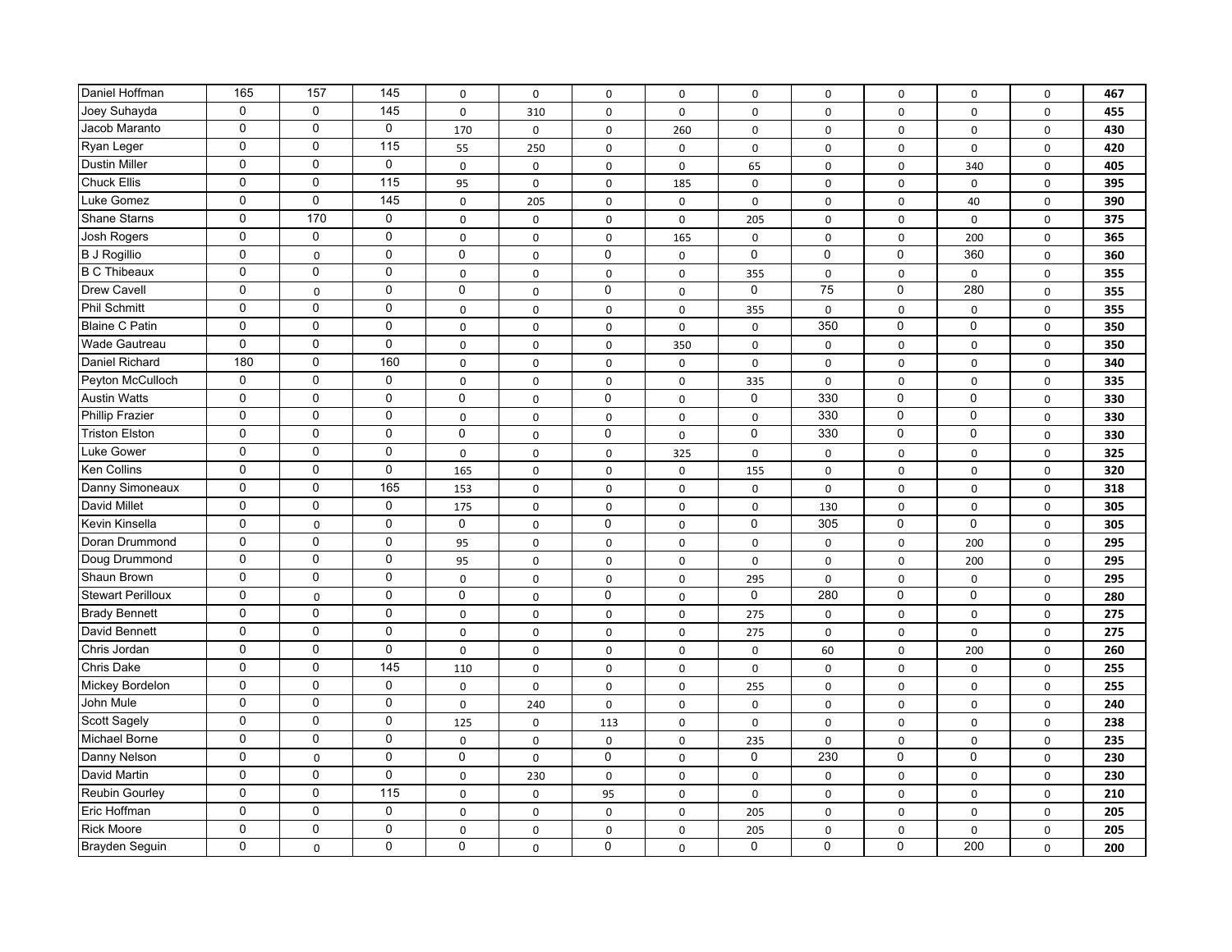| | | | | | | | | | | | | | |
|---|---|---|---|---|---|---|---|---|---|---|---|---|---|
| Daniel Hoffman | 165 | 157 | 145 | 0 | 0 | 0 | 0 | 0 | 0 | 0 | 0 | 0 | **467** |
| Joey Suhayda | 0 | 0 | 145 | 0 | 310 | 0 | 0 | 0 | 0 | 0 | 0 | 0 | **455** |
| Jacob Maranto | 0 | 0 | 0 | 170 | 0 | 0 | 260 | 0 | 0 | 0 | 0 | 0 | **430** |
| Ryan Leger | 0 | 0 | 115 | 55 | 250 | 0 | 0 | 0 | 0 | 0 | 0 | 0 | **420** |
| Dustin Miller | 0 | 0 | 0 | 0 | 0 | 0 | 0 | 65 | 0 | 0 | 340 | 0 | **405** |
| Chuck Ellis | 0 | 0 | 115 | 95 | 0 | 0 | 185 | 0 | 0 | 0 | 0 | 0 | **395** |
| Luke Gomez | 0 | 0 | 145 | 0 | 205 | 0 | 0 | 0 | 0 | 0 | 40 | 0 | **390** |
| Shane Starns | 0 | 170 | 0 | 0 | 0 | 0 | 0 | 205 | 0 | 0 | 0 | 0 | **375** |
| Josh Rogers | 0 | 0 | 0 | 0 | 0 | 0 | 165 | 0 | 0 | 0 | 200 | 0 | **365** |
| B J Rogillio | 0 | 0 | 0 | 0 | 0 | 0 | 0 | 0 | 0 | 0 | 360 | 0 | **360** |
| B C Thibeaux | 0 | 0 | 0 | 0 | 0 | 0 | 0 | 355 | 0 | 0 | 0 | 0 | **355** |
| Drew Cavell | 0 | 0 | 0 | 0 | 0 | 0 | 0 | 0 | 75 | 0 | 280 | 0 | **355** |
| Phil Schmitt | 0 | 0 | 0 | 0 | 0 | 0 | 0 | 355 | 0 | 0 | 0 | 0 | **355** |
| Blaine C Patin | 0 | 0 | 0 | 0 | 0 | 0 | 0 | 0 | 350 | 0 | 0 | 0 | **350** |
| Wade Gautreau | 0 | 0 | 0 | 0 | 0 | 0 | 350 | 0 | 0 | 0 | 0 | 0 | **350** |
| Daniel Richard | 180 | 0 | 160 | 0 | 0 | 0 | 0 | 0 | 0 | 0 | 0 | 0 | **340** |
| Peyton McCulloch | 0 | 0 | 0 | 0 | 0 | 0 | 0 | 335 | 0 | 0 | 0 | 0 | **335** |
| Austin Watts | 0 | 0 | 0 | 0 | 0 | 0 | 0 | 0 | 330 | 0 | 0 | 0 | **330** |
| Phillip Frazier | 0 | 0 | 0 | 0 | 0 | 0 | 0 | 0 | 330 | 0 | 0 | 0 | **330** |
| Triston Elston | 0 | 0 | 0 | 0 | 0 | 0 | 0 | 0 | 330 | 0 | 0 | 0 | **330** |
| Luke Gower | 0 | 0 | 0 | 0 | 0 | 0 | 325 | 0 | 0 | 0 | 0 | 0 | **325** |
| Ken Collins | 0 | 0 | 0 | 165 | 0 | 0 | 0 | 155 | 0 | 0 | 0 | 0 | **320** |
| Danny Simoneaux | 0 | 0 | 165 | 153 | 0 | 0 | 0 | 0 | 0 | 0 | 0 | 0 | **318** |
| David Millet | 0 | 0 | 0 | 175 | 0 | 0 | 0 | 0 | 130 | 0 | 0 | 0 | **305** |
| Kevin Kinsella | 0 | 0 | 0 | 0 | 0 | 0 | 0 | 0 | 305 | 0 | 0 | 0 | **305** |
| Doran Drummond | 0 | 0 | 0 | 95 | 0 | 0 | 0 | 0 | 0 | 0 | 200 | 0 | **295** |
| Doug Drummond | 0 | 0 | 0 | 95 | 0 | 0 | 0 | 0 | 0 | 0 | 200 | 0 | **295** |
| Shaun Brown | 0 | 0 | 0 | 0 | 0 | 0 | 0 | 295 | 0 | 0 | 0 | 0 | **295** |
| Stewart Perilloux | 0 | 0 | 0 | 0 | 0 | 0 | 0 | 0 | 280 | 0 | 0 | 0 | **280** |
| Brady Bennett | 0 | 0 | 0 | 0 | 0 | 0 | 0 | 275 | 0 | 0 | 0 | 0 | **275** |
| David Bennett | 0 | 0 | 0 | 0 | 0 | 0 | 0 | 275 | 0 | 0 | 0 | 0 | **275** |
| Chris Jordan | 0 | 0 | 0 | 0 | 0 | 0 | 0 | 0 | 60 | 0 | 200 | 0 | **260** |
| Chris Dake | 0 | 0 | 145 | 110 | 0 | 0 | 0 | 0 | 0 | 0 | 0 | 0 | **255** |
| Mickey Bordelon | 0 | 0 | 0 | 0 | 0 | 0 | 0 | 255 | 0 | 0 | 0 | 0 | **255** |
| John Mule | 0 | 0 | 0 | 0 | 240 | 0 | 0 | 0 | 0 | 0 | 0 | 0 | **240** |
| Scott Sagely | 0 | 0 | 0 | 125 | 0 | 113 | 0 | 0 | 0 | 0 | 0 | 0 | **238** |
| Michael Borne | 0 | 0 | 0 | 0 | 0 | 0 | 0 | 235 | 0 | 0 | 0 | 0 | **235** |
| Danny Nelson | 0 | 0 | 0 | 0 | 0 | 0 | 0 | 0 | 230 | 0 | 0 | 0 | **230** |
| David Martin | 0 | 0 | 0 | 0 | 230 | 0 | 0 | 0 | 0 | 0 | 0 | 0 | **230** |
| Reubin Gourley | 0 | 0 | 115 | 0 | 0 | 95 | 0 | 0 | 0 | 0 | 0 | 0 | **210** |
| Eric Hoffman | 0 | 0 | 0 | 0 | 0 | 0 | 0 | 205 | 0 | 0 | 0 | 0 | **205** |
| Rick Moore | 0 | 0 | 0 | 0 | 0 | 0 | 0 | 205 | 0 | 0 | 0 | 0 | **205** |
| Brayden Seguin | 0 | 0 | 0 | 0 | 0 | 0 | 0 | 0 | 0 | 0 | 200 | 0 | **200** |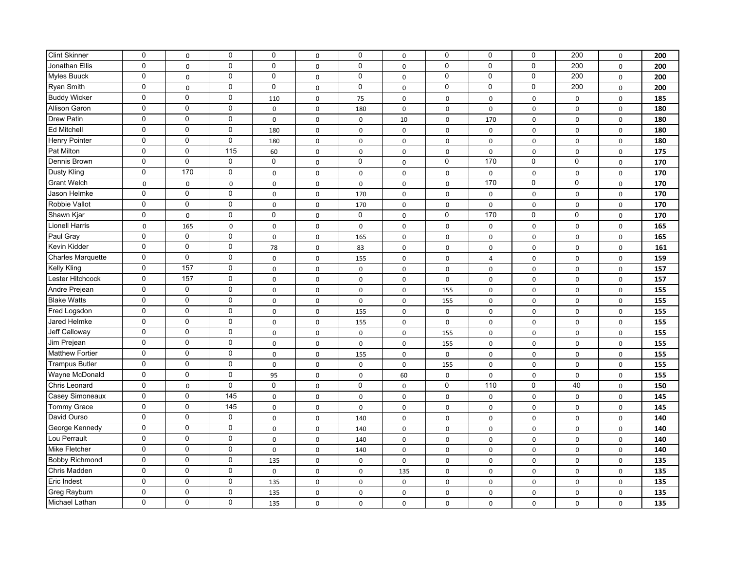| Clint Skinner | 0 | 0 | 0 | 0 | 0 | 0 | 0 | 0 | 0 | 0 | 200 | 0 | **200** |
|---|---|---|---|---|---|---|---|---|---|---|---|---|---|
| Jonathan Ellis | 0 | 0 | 0 | 0 | 0 | 0 | 0 | 0 | 0 | 0 | 200 | 0 | **200** |
| Myles Buuck | 0 | 0 | 0 | 0 | 0 | 0 | 0 | 0 | 0 | 0 | 200 | 0 | **200** |
| Ryan Smith | 0 | 0 | 0 | 0 | 0 | 0 | 0 | 0 | 0 | 0 | 200 | 0 | **200** |
| Buddy Wicker | 0 | 0 | 0 | 110 | 0 | 75 | 0 | 0 | 0 | 0 | 0 | 0 | **185** |
| Allison Garon | 0 | 0 | 0 | 0 | 0 | 180 | 0 | 0 | 0 | 0 | 0 | 0 | **180** |
| Drew Patin | 0 | 0 | 0 | 0 | 0 | 0 | 10 | 0 | 170 | 0 | 0 | 0 | **180** |
| Ed Mitchell | 0 | 0 | 0 | 180 | 0 | 0 | 0 | 0 | 0 | 0 | 0 | 0 | **180** |
| Henry Pointer | 0 | 0 | 0 | 180 | 0 | 0 | 0 | 0 | 0 | 0 | 0 | 0 | **180** |
| Pat Milton | 0 | 0 | 115 | 60 | 0 | 0 | 0 | 0 | 0 | 0 | 0 | 0 | **175** |
| Dennis Brown | 0 | 0 | 0 | 0 | 0 | 0 | 0 | 0 | 170 | 0 | 0 | 0 | **170** |
| Dusty Kling | 0 | 170 | 0 | 0 | 0 | 0 | 0 | 0 | 0 | 0 | 0 | 0 | **170** |
| Grant Welch | 0 | 0 | 0 | 0 | 0 | 0 | 0 | 0 | 170 | 0 | 0 | 0 | **170** |
| Jason Helmke | 0 | 0 | 0 | 0 | 0 | 170 | 0 | 0 | 0 | 0 | 0 | 0 | **170** |
| Robbie Vallot | 0 | 0 | 0 | 0 | 0 | 170 | 0 | 0 | 0 | 0 | 0 | 0 | **170** |
| Shawn Kjar | 0 | 0 | 0 | 0 | 0 | 0 | 0 | 0 | 170 | 0 | 0 | 0 | **170** |
| Lionell Harris | 0 | 165 | 0 | 0 | 0 | 0 | 0 | 0 | 0 | 0 | 0 | 0 | **165** |
| Paul Gray | 0 | 0 | 0 | 0 | 0 | 165 | 0 | 0 | 0 | 0 | 0 | 0 | **165** |
| Kevin Kidder | 0 | 0 | 0 | 78 | 0 | 83 | 0 | 0 | 0 | 0 | 0 | 0 | **161** |
| Charles Marquette | 0 | 0 | 0 | 0 | 0 | 155 | 0 | 0 | 4 | 0 | 0 | 0 | **159** |
| Kelly Kling | 0 | 157 | 0 | 0 | 0 | 0 | 0 | 0 | 0 | 0 | 0 | 0 | **157** |
| Lester Hitchcock | 0 | 157 | 0 | 0 | 0 | 0 | 0 | 0 | 0 | 0 | 0 | 0 | **157** |
| Andre Prejean | 0 | 0 | 0 | 0 | 0 | 0 | 0 | 155 | 0 | 0 | 0 | 0 | **155** |
| Blake Watts | 0 | 0 | 0 | 0 | 0 | 0 | 0 | 155 | 0 | 0 | 0 | 0 | **155** |
| Fred Logsdon | 0 | 0 | 0 | 0 | 0 | 155 | 0 | 0 | 0 | 0 | 0 | 0 | **155** |
| Jared Helmke | 0 | 0 | 0 | 0 | 0 | 155 | 0 | 0 | 0 | 0 | 0 | 0 | **155** |
| Jeff Calloway | 0 | 0 | 0 | 0 | 0 | 0 | 0 | 155 | 0 | 0 | 0 | 0 | **155** |
| Jim Prejean | 0 | 0 | 0 | 0 | 0 | 0 | 0 | 155 | 0 | 0 | 0 | 0 | **155** |
| Matthew Fortier | 0 | 0 | 0 | 0 | 0 | 155 | 0 | 0 | 0 | 0 | 0 | 0 | **155** |
| Trampus Butler | 0 | 0 | 0 | 0 | 0 | 0 | 0 | 155 | 0 | 0 | 0 | 0 | **155** |
| Wayne McDonald | 0 | 0 | 0 | 95 | 0 | 0 | 60 | 0 | 0 | 0 | 0 | 0 | **155** |
| Chris Leonard | 0 | 0 | 0 | 0 | 0 | 0 | 0 | 0 | 110 | 0 | 40 | 0 | **150** |
| Casey Simoneaux | 0 | 0 | 145 | 0 | 0 | 0 | 0 | 0 | 0 | 0 | 0 | 0 | **145** |
| Tommy Grace | 0 | 0 | 145 | 0 | 0 | 0 | 0 | 0 | 0 | 0 | 0 | 0 | **145** |
| David Ourso | 0 | 0 | 0 | 0 | 0 | 140 | 0 | 0 | 0 | 0 | 0 | 0 | **140** |
| George Kennedy | 0 | 0 | 0 | 0 | 0 | 140 | 0 | 0 | 0 | 0 | 0 | 0 | **140** |
| Lou Perrault | 0 | 0 | 0 | 0 | 0 | 140 | 0 | 0 | 0 | 0 | 0 | 0 | **140** |
| Mike Fletcher | 0 | 0 | 0 | 0 | 0 | 140 | 0 | 0 | 0 | 0 | 0 | 0 | **140** |
| Bobby Richmond | 0 | 0 | 0 | 135 | 0 | 0 | 0 | 0 | 0 | 0 | 0 | 0 | **135** |
| Chris Madden | 0 | 0 | 0 | 0 | 0 | 0 | 135 | 0 | 0 | 0 | 0 | 0 | **135** |
| Eric Indest | 0 | 0 | 0 | 135 | 0 | 0 | 0 | 0 | 0 | 0 | 0 | 0 | **135** |
| Greg Rayburn | 0 | 0 | 0 | 135 | 0 | 0 | 0 | 0 | 0 | 0 | 0 | 0 | **135** |
| Michael Lathan | 0 | 0 | 0 | 135 | 0 | 0 | 0 | 0 | 0 | 0 | 0 | 0 | **135** |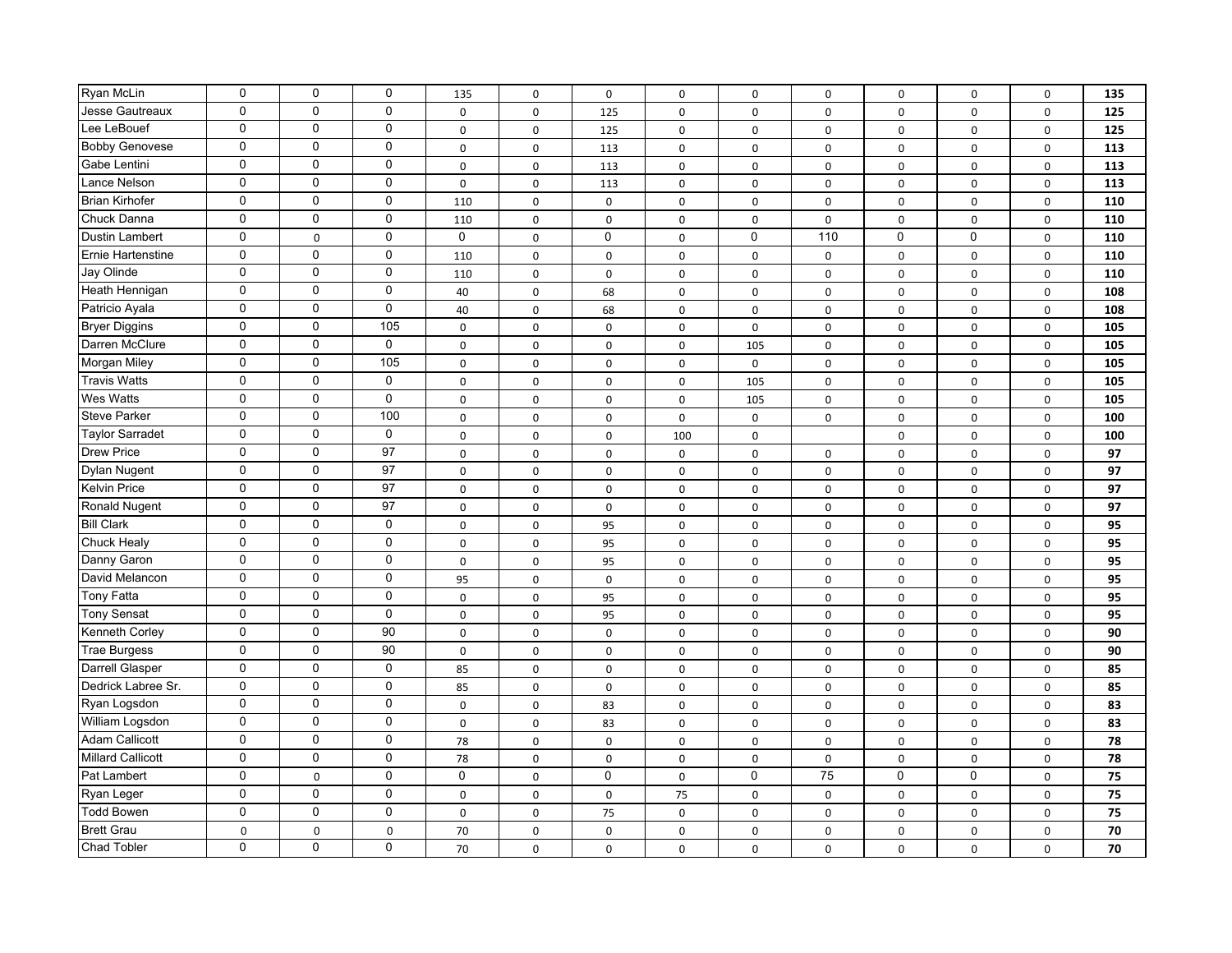| | | | | | | | | | | | | | |
|---|---|---|---|---|---|---|---|---|---|---|---|---|---|
| Ryan McLin | 0 | 0 | 0 | 135 | 0 | 0 | 0 | 0 | 0 | 0 | 0 | 0 | **135** |
| Jesse Gautreaux | 0 | 0 | 0 | 0 | 0 | 125 | 0 | 0 | 0 | 0 | 0 | 0 | **125** |
| Lee LeBouef | 0 | 0 | 0 | 0 | 0 | 125 | 0 | 0 | 0 | 0 | 0 | 0 | **125** |
| Bobby Genovese | 0 | 0 | 0 | 0 | 0 | 113 | 0 | 0 | 0 | 0 | 0 | 0 | **113** |
| Gabe Lentini | 0 | 0 | 0 | 0 | 0 | 113 | 0 | 0 | 0 | 0 | 0 | 0 | **113** |
| Lance Nelson | 0 | 0 | 0 | 0 | 0 | 113 | 0 | 0 | 0 | 0 | 0 | 0 | **113** |
| Brian Kirhofer | 0 | 0 | 0 | 110 | 0 | 0 | 0 | 0 | 0 | 0 | 0 | 0 | **110** |
| Chuck Danna | 0 | 0 | 0 | 110 | 0 | 0 | 0 | 0 | 0 | 0 | 0 | 0 | **110** |
| Dustin Lambert | 0 | 0 | 0 | 0 | 0 | 0 | 0 | 0 | 110 | 0 | 0 | 0 | **110** |
| Ernie Hartenstine | 0 | 0 | 0 | 110 | 0 | 0 | 0 | 0 | 0 | 0 | 0 | 0 | **110** |
| Jay Olinde | 0 | 0 | 0 | 110 | 0 | 0 | 0 | 0 | 0 | 0 | 0 | 0 | **110** |
| Heath Hennigan | 0 | 0 | 0 | 40 | 0 | 68 | 0 | 0 | 0 | 0 | 0 | 0 | **108** |
| Patricio Ayala | 0 | 0 | 0 | 40 | 0 | 68 | 0 | 0 | 0 | 0 | 0 | 0 | **108** |
| Bryer Diggins | 0 | 0 | 105 | 0 | 0 | 0 | 0 | 0 | 0 | 0 | 0 | 0 | **105** |
| Darren McClure | 0 | 0 | 0 | 0 | 0 | 0 | 0 | 105 | 0 | 0 | 0 | 0 | **105** |
| Morgan Miley | 0 | 0 | 105 | 0 | 0 | 0 | 0 | 0 | 0 | 0 | 0 | 0 | **105** |
| Travis Watts | 0 | 0 | 0 | 0 | 0 | 0 | 0 | 105 | 0 | 0 | 0 | 0 | **105** |
| Wes Watts | 0 | 0 | 0 | 0 | 0 | 0 | 0 | 105 | 0 | 0 | 0 | 0 | **105** |
| Steve Parker | 0 | 0 | 100 | 0 | 0 | 0 | 0 | 0 | 0 | 0 | 0 | 0 | **100** |
| Taylor Sarradet | 0 | 0 | 0 | 0 | 0 | 0 | 100 | 0 | | 0 | 0 | 0 | **100** |
| Drew Price | 0 | 0 | 97 | 0 | 0 | 0 | 0 | 0 | 0 | 0 | 0 | 0 | **97** |
| Dylan Nugent | 0 | 0 | 97 | 0 | 0 | 0 | 0 | 0 | 0 | 0 | 0 | 0 | **97** |
| Kelvin Price | 0 | 0 | 97 | 0 | 0 | 0 | 0 | 0 | 0 | 0 | 0 | 0 | **97** |
| Ronald Nugent | 0 | 0 | 97 | 0 | 0 | 0 | 0 | 0 | 0 | 0 | 0 | 0 | **97** |
| Bill Clark | 0 | 0 | 0 | 0 | 0 | 95 | 0 | 0 | 0 | 0 | 0 | 0 | **95** |
| Chuck Healy | 0 | 0 | 0 | 0 | 0 | 95 | 0 | 0 | 0 | 0 | 0 | 0 | **95** |
| Danny Garon | 0 | 0 | 0 | 0 | 0 | 95 | 0 | 0 | 0 | 0 | 0 | 0 | **95** |
| David Melancon | 0 | 0 | 0 | 95 | 0 | 0 | 0 | 0 | 0 | 0 | 0 | 0 | **95** |
| Tony Fatta | 0 | 0 | 0 | 0 | 0 | 95 | 0 | 0 | 0 | 0 | 0 | 0 | **95** |
| Tony Sensat | 0 | 0 | 0 | 0 | 0 | 95 | 0 | 0 | 0 | 0 | 0 | 0 | **95** |
| Kenneth Corley | 0 | 0 | 90 | 0 | 0 | 0 | 0 | 0 | 0 | 0 | 0 | 0 | **90** |
| Trae Burgess | 0 | 0 | 90 | 0 | 0 | 0 | 0 | 0 | 0 | 0 | 0 | 0 | **90** |
| Darrell Glasper | 0 | 0 | 0 | 85 | 0 | 0 | 0 | 0 | 0 | 0 | 0 | 0 | **85** |
| Dedrick Labree Sr. | 0 | 0 | 0 | 85 | 0 | 0 | 0 | 0 | 0 | 0 | 0 | 0 | **85** |
| Ryan Logsdon | 0 | 0 | 0 | 0 | 0 | 83 | 0 | 0 | 0 | 0 | 0 | 0 | **83** |
| William Logsdon | 0 | 0 | 0 | 0 | 0 | 83 | 0 | 0 | 0 | 0 | 0 | 0 | **83** |
| Adam Callicott | 0 | 0 | 0 | 78 | 0 | 0 | 0 | 0 | 0 | 0 | 0 | 0 | **78** |
| Millard Callicott | 0 | 0 | 0 | 78 | 0 | 0 | 0 | 0 | 0 | 0 | 0 | 0 | **78** |
| Pat Lambert | 0 | 0 | 0 | 0 | 0 | 0 | 0 | 0 | 75 | 0 | 0 | 0 | **75** |
| Ryan Leger | 0 | 0 | 0 | 0 | 0 | 0 | 75 | 0 | 0 | 0 | 0 | 0 | **75** |
| Todd Bowen | 0 | 0 | 0 | 0 | 0 | 75 | 0 | 0 | 0 | 0 | 0 | 0 | **75** |
| Brett Grau | 0 | 0 | 0 | 70 | 0 | 0 | 0 | 0 | 0 | 0 | 0 | 0 | **70** |
| Chad Tobler | 0 | 0 | 0 | 70 | 0 | 0 | 0 | 0 | 0 | 0 | 0 | 0 | **70** |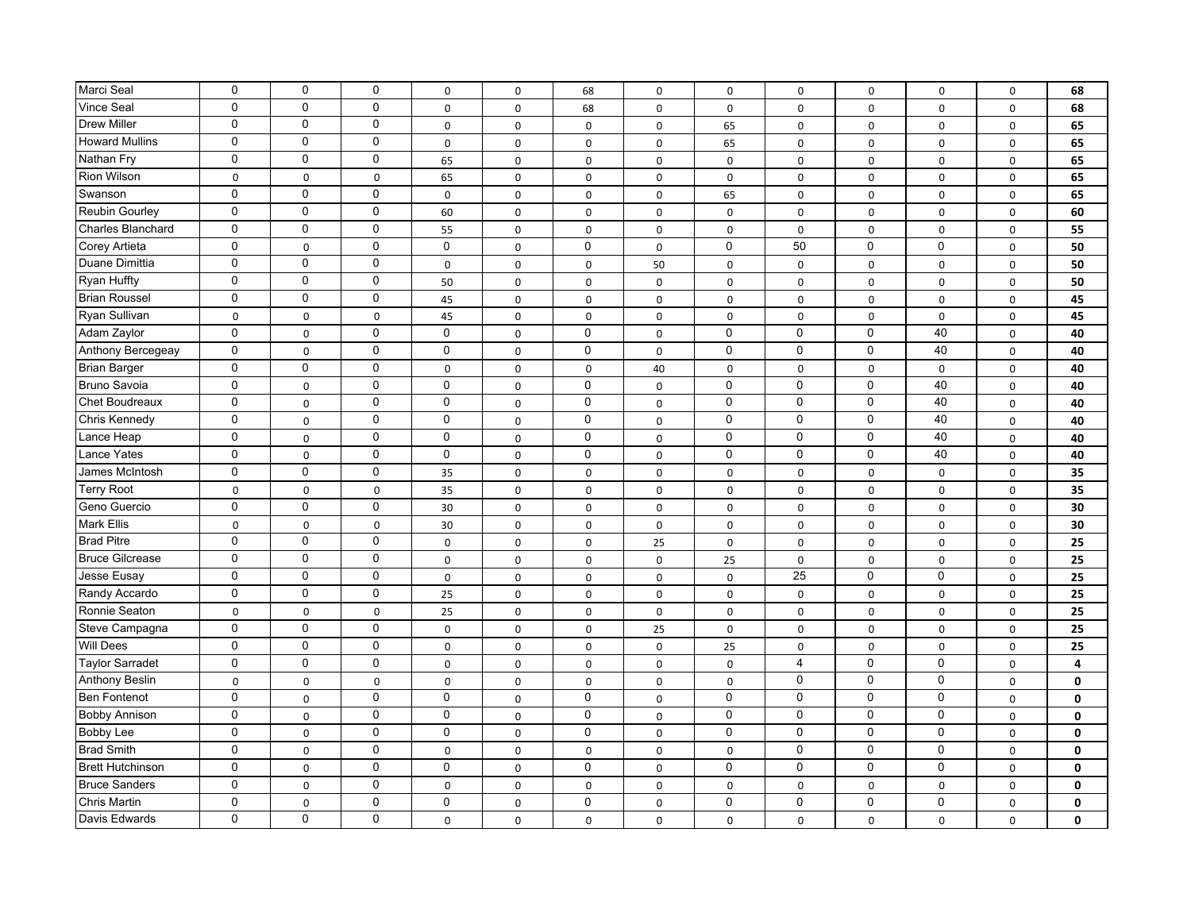| | | | | | | | | | | | | | |
|---|---|---|---|---|---|---|---|---|---|---|---|---|---|
| Marci Seal | 0 | 0 | 0 | 0 | 0 | 68 | 0 | 0 | 0 | 0 | 0 | 0 | **68** |
| Vince Seal | 0 | 0 | 0 | 0 | 0 | 68 | 0 | 0 | 0 | 0 | 0 | 0 | **68** |
| Drew Miller | 0 | 0 | 0 | 0 | 0 | 0 | 0 | 65 | 0 | 0 | 0 | 0 | **65** |
| Howard Mullins | 0 | 0 | 0 | 0 | 0 | 0 | 0 | 65 | 0 | 0 | 0 | 0 | **65** |
| Nathan Fry | 0 | 0 | 0 | 65 | 0 | 0 | 0 | 0 | 0 | 0 | 0 | 0 | **65** |
| Rion Wilson | 0 | 0 | 0 | 65 | 0 | 0 | 0 | 0 | 0 | 0 | 0 | 0 | **65** |
| Swanson | 0 | 0 | 0 | 0 | 0 | 0 | 0 | 65 | 0 | 0 | 0 | 0 | **65** |
| Reubin Gourley | 0 | 0 | 0 | 60 | 0 | 0 | 0 | 0 | 0 | 0 | 0 | 0 | **60** |
| Charles Blanchard | 0 | 0 | 0 | 55 | 0 | 0 | 0 | 0 | 0 | 0 | 0 | 0 | **55** |
| Corey Artieta | 0 | 0 | 0 | 0 | 0 | 0 | 0 | 0 | 50 | 0 | 0 | 0 | **50** |
| Duane Dimittia | 0 | 0 | 0 | 0 | 0 | 0 | 50 | 0 | 0 | 0 | 0 | 0 | **50** |
| Ryan Huffty | 0 | 0 | 0 | 50 | 0 | 0 | 0 | 0 | 0 | 0 | 0 | 0 | **50** |
| Brian Roussel | 0 | 0 | 0 | 45 | 0 | 0 | 0 | 0 | 0 | 0 | 0 | 0 | **45** |
| Ryan Sullivan | 0 | 0 | 0 | 45 | 0 | 0 | 0 | 0 | 0 | 0 | 0 | 0 | **45** |
| Adam Zaylor | 0 | 0 | 0 | 0 | 0 | 0 | 0 | 0 | 0 | 0 | 40 | 0 | **40** |
| Anthony Bercegeay | 0 | 0 | 0 | 0 | 0 | 0 | 0 | 0 | 0 | 0 | 40 | 0 | **40** |
| Brian Barger | 0 | 0 | 0 | 0 | 0 | 0 | 40 | 0 | 0 | 0 | 0 | 0 | **40** |
| Bruno Savoia | 0 | 0 | 0 | 0 | 0 | 0 | 0 | 0 | 0 | 0 | 40 | 0 | **40** |
| Chet Boudreaux | 0 | 0 | 0 | 0 | 0 | 0 | 0 | 0 | 0 | 0 | 40 | 0 | **40** |
| Chris Kennedy | 0 | 0 | 0 | 0 | 0 | 0 | 0 | 0 | 0 | 0 | 40 | 0 | **40** |
| Lance Heap | 0 | 0 | 0 | 0 | 0 | 0 | 0 | 0 | 0 | 0 | 40 | 0 | **40** |
| Lance Yates | 0 | 0 | 0 | 0 | 0 | 0 | 0 | 0 | 0 | 0 | 40 | 0 | **40** |
| James McIntosh | 0 | 0 | 0 | 35 | 0 | 0 | 0 | 0 | 0 | 0 | 0 | 0 | **35** |
| Terry Root | 0 | 0 | 0 | 35 | 0 | 0 | 0 | 0 | 0 | 0 | 0 | 0 | **35** |
| Geno Guercio | 0 | 0 | 0 | 30 | 0 | 0 | 0 | 0 | 0 | 0 | 0 | 0 | **30** |
| Mark Ellis | 0 | 0 | 0 | 30 | 0 | 0 | 0 | 0 | 0 | 0 | 0 | 0 | **30** |
| Brad Pitre | 0 | 0 | 0 | 0 | 0 | 0 | 25 | 0 | 0 | 0 | 0 | 0 | **25** |
| Bruce Gilcrease | 0 | 0 | 0 | 0 | 0 | 0 | 0 | 25 | 0 | 0 | 0 | 0 | **25** |
| Jesse Eusay | 0 | 0 | 0 | 0 | 0 | 0 | 0 | 0 | 25 | 0 | 0 | 0 | **25** |
| Randy Accardo | 0 | 0 | 0 | 25 | 0 | 0 | 0 | 0 | 0 | 0 | 0 | 0 | **25** |
| Ronnie Seaton | 0 | 0 | 0 | 25 | 0 | 0 | 0 | 0 | 0 | 0 | 0 | 0 | **25** |
| Steve Campagna | 0 | 0 | 0 | 0 | 0 | 0 | 25 | 0 | 0 | 0 | 0 | 0 | **25** |
| Will Dees | 0 | 0 | 0 | 0 | 0 | 0 | 0 | 25 | 0 | 0 | 0 | 0 | **25** |
| Taylor Sarradet | 0 | 0 | 0 | 0 | 0 | 0 | 0 | 0 | 4 | 0 | 0 | 0 | **4** |
| Anthony Beslin | 0 | 0 | 0 | 0 | 0 | 0 | 0 | 0 | 0 | 0 | 0 | 0 | **0** |
| Ben Fontenot | 0 | 0 | 0 | 0 | 0 | 0 | 0 | 0 | 0 | 0 | 0 | 0 | **0** |
| Bobby Annison | 0 | 0 | 0 | 0 | 0 | 0 | 0 | 0 | 0 | 0 | 0 | 0 | **0** |
| Bobby Lee | 0 | 0 | 0 | 0 | 0 | 0 | 0 | 0 | 0 | 0 | 0 | 0 | **0** |
| Brad Smith | 0 | 0 | 0 | 0 | 0 | 0 | 0 | 0 | 0 | 0 | 0 | 0 | **0** |
| Brett Hutchinson | 0 | 0 | 0 | 0 | 0 | 0 | 0 | 0 | 0 | 0 | 0 | 0 | **0** |
| Bruce Sanders | 0 | 0 | 0 | 0 | 0 | 0 | 0 | 0 | 0 | 0 | 0 | 0 | **0** |
| Chris Martin | 0 | 0 | 0 | 0 | 0 | 0 | 0 | 0 | 0 | 0 | 0 | 0 | **0** |
| Davis Edwards | 0 | 0 | 0 | 0 | 0 | 0 | 0 | 0 | 0 | 0 | 0 | 0 | **0** |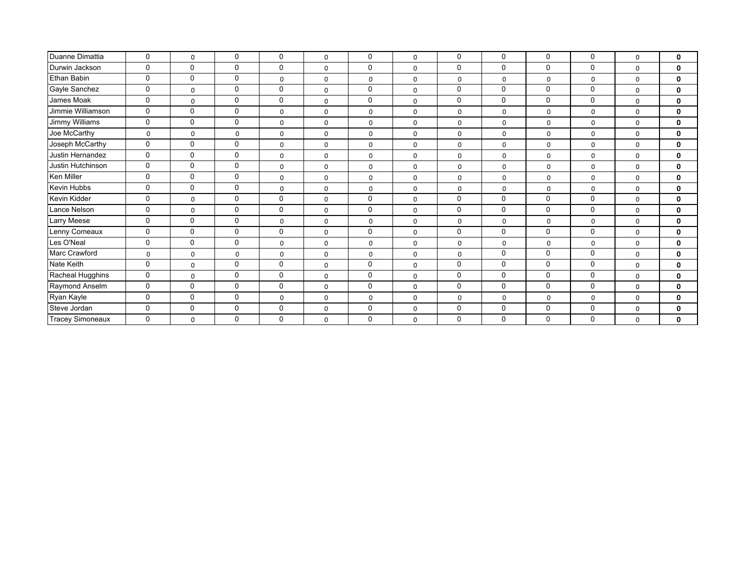| | | | | | | | | | | | | | |
|---|---|---|---|---|---|---|---|---|---|---|---|---|---|
| Duanne Dimattia | 0 | 0 | 0 | 0 | 0 | 0 | 0 | 0 | 0 | 0 | 0 | 0 | **0** |
| Durwin Jackson | 0 | 0 | 0 | 0 | 0 | 0 | 0 | 0 | 0 | 0 | 0 | 0 | **0** |
| Ethan Babin | 0 | 0 | 0 | 0 | 0 | 0 | 0 | 0 | 0 | 0 | 0 | 0 | **0** |
| Gayle Sanchez | 0 | 0 | 0 | 0 | 0 | 0 | 0 | 0 | 0 | 0 | 0 | 0 | **0** |
| James Moak | 0 | 0 | 0 | 0 | 0 | 0 | 0 | 0 | 0 | 0 | 0 | 0 | **0** |
| Jimmie Williamson | 0 | 0 | 0 | 0 | 0 | 0 | 0 | 0 | 0 | 0 | 0 | 0 | **0** |
| Jimmy Williams | 0 | 0 | 0 | 0 | 0 | 0 | 0 | 0 | 0 | 0 | 0 | 0 | **0** |
| Joe McCarthy | 0 | 0 | 0 | 0 | 0 | 0 | 0 | 0 | 0 | 0 | 0 | 0 | **0** |
| Joseph McCarthy | 0 | 0 | 0 | 0 | 0 | 0 | 0 | 0 | 0 | 0 | 0 | 0 | **0** |
| Justin Hernandez | 0 | 0 | 0 | 0 | 0 | 0 | 0 | 0 | 0 | 0 | 0 | 0 | **0** |
| Justin Hutchinson | 0 | 0 | 0 | 0 | 0 | 0 | 0 | 0 | 0 | 0 | 0 | 0 | **0** |
| Ken Miller | 0 | 0 | 0 | 0 | 0 | 0 | 0 | 0 | 0 | 0 | 0 | 0 | **0** |
| Kevin Hubbs | 0 | 0 | 0 | 0 | 0 | 0 | 0 | 0 | 0 | 0 | 0 | 0 | **0** |
| Kevin Kidder | 0 | 0 | 0 | 0 | 0 | 0 | 0 | 0 | 0 | 0 | 0 | 0 | **0** |
| Lance Nelson | 0 | 0 | 0 | 0 | 0 | 0 | 0 | 0 | 0 | 0 | 0 | 0 | **0** |
| Larry Meese | 0 | 0 | 0 | 0 | 0 | 0 | 0 | 0 | 0 | 0 | 0 | 0 | **0** |
| Lenny Comeaux | 0 | 0 | 0 | 0 | 0 | 0 | 0 | 0 | 0 | 0 | 0 | 0 | **0** |
| Les O'Neal | 0 | 0 | 0 | 0 | 0 | 0 | 0 | 0 | 0 | 0 | 0 | 0 | **0** |
| Marc Crawford | 0 | 0 | 0 | 0 | 0 | 0 | 0 | 0 | 0 | 0 | 0 | 0 | **0** |
| Nate Keith | 0 | 0 | 0 | 0 | 0 | 0 | 0 | 0 | 0 | 0 | 0 | 0 | **0** |
| Racheal Hugghins | 0 | 0 | 0 | 0 | 0 | 0 | 0 | 0 | 0 | 0 | 0 | 0 | **0** |
| Raymond Anselm | 0 | 0 | 0 | 0 | 0 | 0 | 0 | 0 | 0 | 0 | 0 | 0 | **0** |
| Ryan Kayle | 0 | 0 | 0 | 0 | 0 | 0 | 0 | 0 | 0 | 0 | 0 | 0 | **0** |
| Steve Jordan | 0 | 0 | 0 | 0 | 0 | 0 | 0 | 0 | 0 | 0 | 0 | 0 | **0** |
| Tracey Simoneaux | 0 | 0 | 0 | 0 | 0 | 0 | 0 | 0 | 0 | 0 | 0 | 0 | **0** |